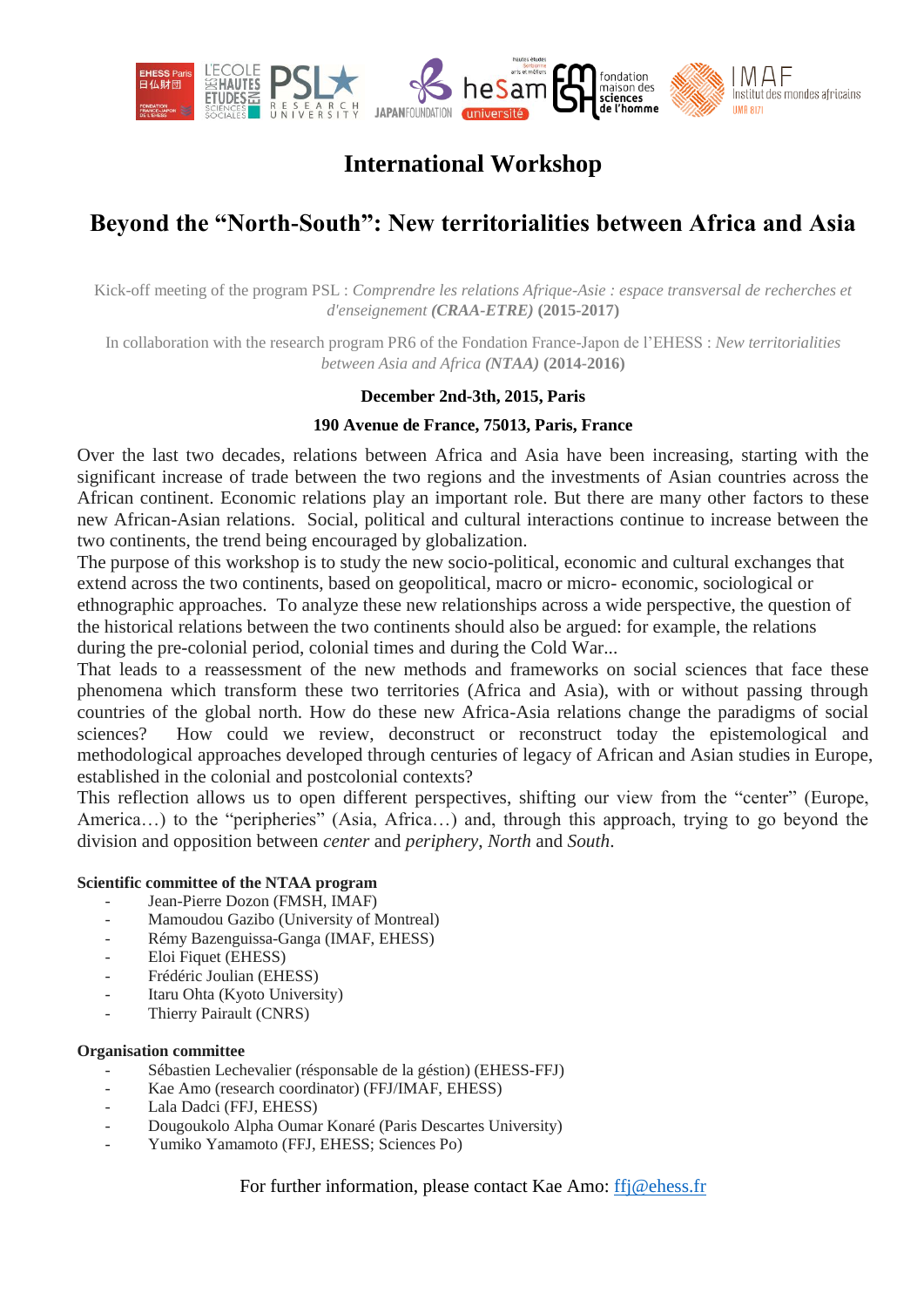# International Workshop

## Beyond the "North-South": New territorialities between Africa and Asia

Kick-off meeting of the program PSL : *Comprendre les relations Afrique-Asie : espace transversal de recherches et d'enseignement **(CRAA-ETRE)*** **(2015-2017)**

In collaboration with the research program PR6 of the Fondation France-Japon de l'EHESS : *New territorialities between Asia and Africa **(NTAA)*** **(2014-2016)**

**December 2nd-3th, 2015, Paris**

**190 Avenue de France, 75013, Paris, France**

Over the last two decades, relations between Africa and Asia have been increasing, starting with the significant increase of trade between the two regions and the investments of Asian countries across the African continent. Economic relations play an important role. But there are many other factors to these new African-Asian relations. Social, political and cultural interactions continue to increase between the two continents, the trend being encouraged by globalization.

The purpose of this workshop is to study the new socio-political, economic and cultural exchanges that extend across the two continents, based on geopolitical, macro or micro- economic, sociological or ethnographic approaches. To analyze these new relationships across a wide perspective, the question of the historical relations between the two continents should also be argued: for example, the relations during the pre-colonial period, colonial times and during the Cold War...

That leads to a reassessment of the new methods and frameworks on social sciences that face these phenomena which transform these two territories (Africa and Asia), with or without passing through countries of the global north. How do these new Africa-Asia relations change the paradigms of social sciences? How could we review, deconstruct or reconstruct today the epistemological and methodological approaches developed through centuries of legacy of African and Asian studies in Europe, established in the colonial and postcolonial contexts?

This reflection allows us to open different perspectives, shifting our view from the "center" (Europe, America…) to the "peripheries" (Asia, Africa…) and, through this approach, trying to go beyond the division and opposition between *center* and *periphery*, *North* and *South*.

**Scientific committee of the NTAA program**

- Jean-Pierre Dozon (FMSH, IMAF)
- Mamoudou Gazibo (University of Montreal)
- Rémy Bazenguissa-Ganga (IMAF, EHESS)
- Eloi Fiquet (EHESS)
- Frédéric Joulian (EHESS)
- Itaru Ohta (Kyoto University)
- Thierry Pairault (CNRS)

**Organisation committee**

- Sébastien Lechevalier (résponsable de la géstion) (EHESS-FFJ)
- Kae Amo (research coordinator) (FFJ/IMAF, EHESS)
- Lala Dadci (FFJ, EHESS)
- Dougoukolo Alpha Oumar Konaré (Paris Descartes University)
- Yumiko Yamamoto (FFJ, EHESS; Sciences Po)

For further information, please contact Kae Amo: ffj@ehess.fr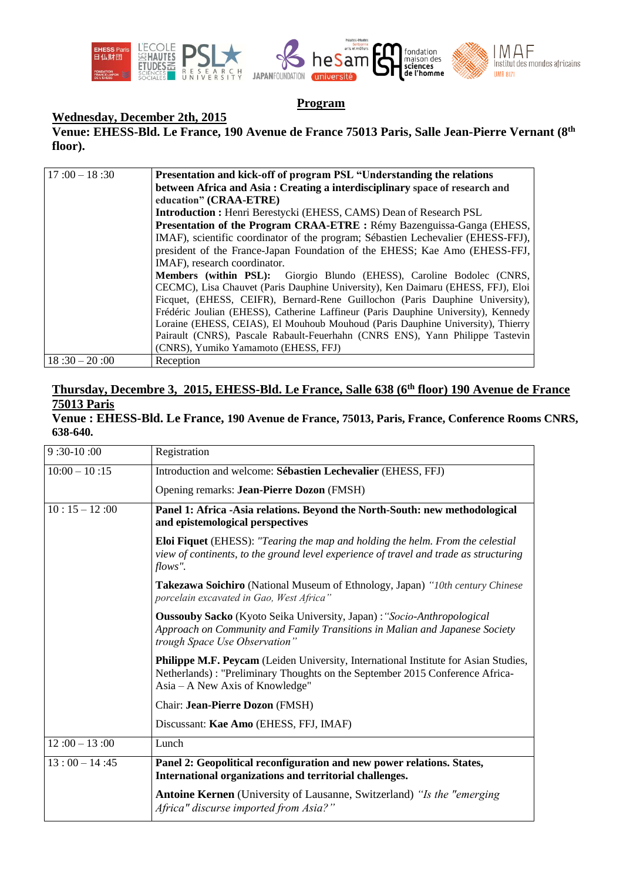# Program

**Wednesday, December 2th, 2015**

**Venue: EHESS-Bld. Le France, 190 Avenue de France 75013 Paris, Salle Jean-Pierre Vernant (8th floor).**

| | |
|---|---|
| 17 :00 – 18 :30 | **Presentation and kick-off of program PSL "Understanding the relations between Africa and Asia : Creating a interdisciplinary space of research and education" (CRAA-ETRE)**<br>**Introduction :** Henri Berestycki (EHESS, CAMS) Dean of Research PSL<br>**Presentation of the Program CRAA-ETRE :** Rémy Bazenguissa-Ganga (EHESS, IMAF), scientific coordinator of the program; Sébastien Lechevalier (EHESS-FFJ), president of the France-Japan Foundation of the EHESS; Kae Amo (EHESS-FFJ, IMAF), research coordinator.<br>**Members (within PSL):** Giorgio Blundo (EHESS), Caroline Bodolec (CNRS, CECMC), Lisa Chauvet (Paris Dauphine University), Ken Daimaru (EHESS, FFJ), Eloi Ficquet, (EHESS, CEIFR), Bernard-Rene Guillochon (Paris Dauphine University), Frédéric Joulian (EHESS), Catherine Laffineur (Paris Dauphine University), Kennedy Loraine (EHESS, CEIAS), El Mouhoub Mouhoud (Paris Dauphine University), Thierry Pairault (CNRS), Pascale Rabault-Feuerhahn (CNRS ENS), Yann Philippe Tastevin (CNRS), Yumiko Yamamoto (EHESS, FFJ) |
| 18 :30 – 20 :00 | Reception |

**Thursday, Decembre 3, 2015, EHESS-Bld. Le France, Salle 638 (6th floor) 190 Avenue de France 75013 Paris**

**Venue : EHESS-Bld. Le France, 190 Avenue de France, 75013, Paris, France, Conference Rooms CNRS, 638-640.**

| | |
|---|---|
| 9 :30-10 :00 | Registration |
| 10:00 – 10 :15 | Introduction and welcome: **Sébastien Lechevalier** (EHESS, FFJ)<br>Opening remarks: **Jean-Pierre Dozon** (FMSH) |
| 10 : 15 – 12 :00 | **Panel 1: Africa -Asia relations. Beyond the North-South: new methodological and epistemological perspectives**<br>**Eloi Fiquet** (EHESS): *"Tearing the map and holding the helm. From the celestial view of continents, to the ground level experience of travel and trade as structuring flows".*<br>**Takezawa Soichiro** (National Museum of Ethnology, Japan) *"10th century Chinese porcelain excavated in Gao, West Africa"*<br>**Oussouby Sacko** (Kyoto Seika University, Japan) : *"Socio-Anthropological Approach on Community and Family Transitions in Malian and Japanese Society trough Space Use Observation"*<br>**Philippe M.F. Peycam** (Leiden University, International Institute for Asian Studies, Netherlands) : "Preliminary Thoughts on the September 2015 Conference Africa-Asia – A New Axis of Knowledge"<br>Chair: **Jean-Pierre Dozon** (FMSH)<br>Discussant: **Kae Amo** (EHESS, FFJ, IMAF) |
| 12 :00 – 13 :00 | Lunch |
| 13 : 00 – 14 :45 | **Panel 2: Geopolitical reconfiguration and new power relations. States, International organizations and territorial challenges.**<br>**Antoine Kernen** (University of Lausanne, Switzerland) *"Is the "emerging Africa" discurse imported from Asia?"* |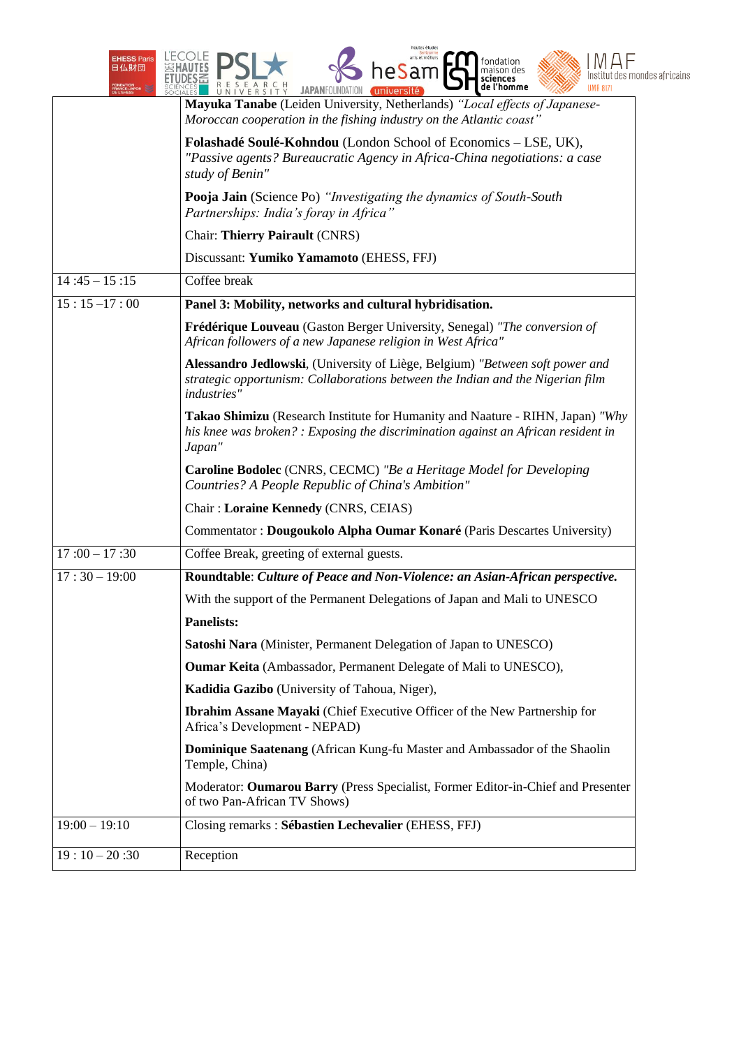| | |
|---|---|
| | **Mayuka Tanabe** (Leiden University, Netherlands) *"Local effects of Japanese-Moroccan cooperation in the fishing industry on the Atlantic coast"*<br><br>**Folashadé Soulé-Kohndou** (London School of Economics – LSE, UK), *"Passive agents? Bureaucratic Agency in Africa-China negotiations: a case study of Benin"*<br><br>**Pooja Jain** (Science Po) *"Investigating the dynamics of South-South Partnerships: India's foray in Africa"*<br><br>Chair: **Thierry Pairault** (CNRS)<br><br>Discussant: **Yumiko Yamamoto** (EHESS, FFJ) |
| 14 :45 – 15 :15 | Coffee break |
| 15 : 15 –17 : 00 | **Panel 3: Mobility, networks and cultural hybridisation.**<br><br>**Frédérique Louveau** (Gaston Berger University, Senegal) *"The conversion of African followers of a new Japanese religion in West Africa"*<br><br>**Alessandro Jedlowski**, (University of Liège, Belgium) *"Between soft power and strategic opportunism: Collaborations between the Indian and the Nigerian film industries"*<br><br>**Takao Shimizu** (Research Institute for Humanity and Naature - RIHN, Japan) *"Why his knee was broken? : Exposing the discrimination against an African resident in Japan"*<br><br>**Caroline Bodolec** (CNRS, CECMC) *"Be a Heritage Model for Developing Countries? A People Republic of China's Ambition"*<br><br>Chair : **Loraine Kennedy** (CNRS, CEIAS)<br><br>Commentator : **Dougoukolo Alpha Oumar Konaré** (Paris Descartes University) |
| 17 :00 – 17 :30 | Coffee Break, greeting of external guests. |
| 17 : 30 – 19:00 | **Roundtable**: ***Culture of Peace and Non-Violence: an Asian-African perspective.***<br><br>With the support of the Permanent Delegations of Japan and Mali to UNESCO<br><br>**Panelists:**<br><br>**Satoshi Nara** (Minister, Permanent Delegation of Japan to UNESCO)<br><br>**Oumar Keita** (Ambassador, Permanent Delegate of Mali to UNESCO),<br><br>**Kadidia Gazibo** (University of Tahoua, Niger),<br><br>**Ibrahim Assane Mayaki** (Chief Executive Officer of the New Partnership for Africa's Development - NEPAD)<br><br>**Dominique Saatenang** (African Kung-fu Master and Ambassador of the Shaolin Temple, China)<br><br>Moderator: **Oumarou Barry** (Press Specialist, Former Editor-in-Chief and Presenter of two Pan-African TV Shows) |
| 19:00 – 19:10 | Closing remarks : **Sébastien Lechevalier** (EHESS, FFJ) |
| 19 : 10 – 20 :30 | Reception |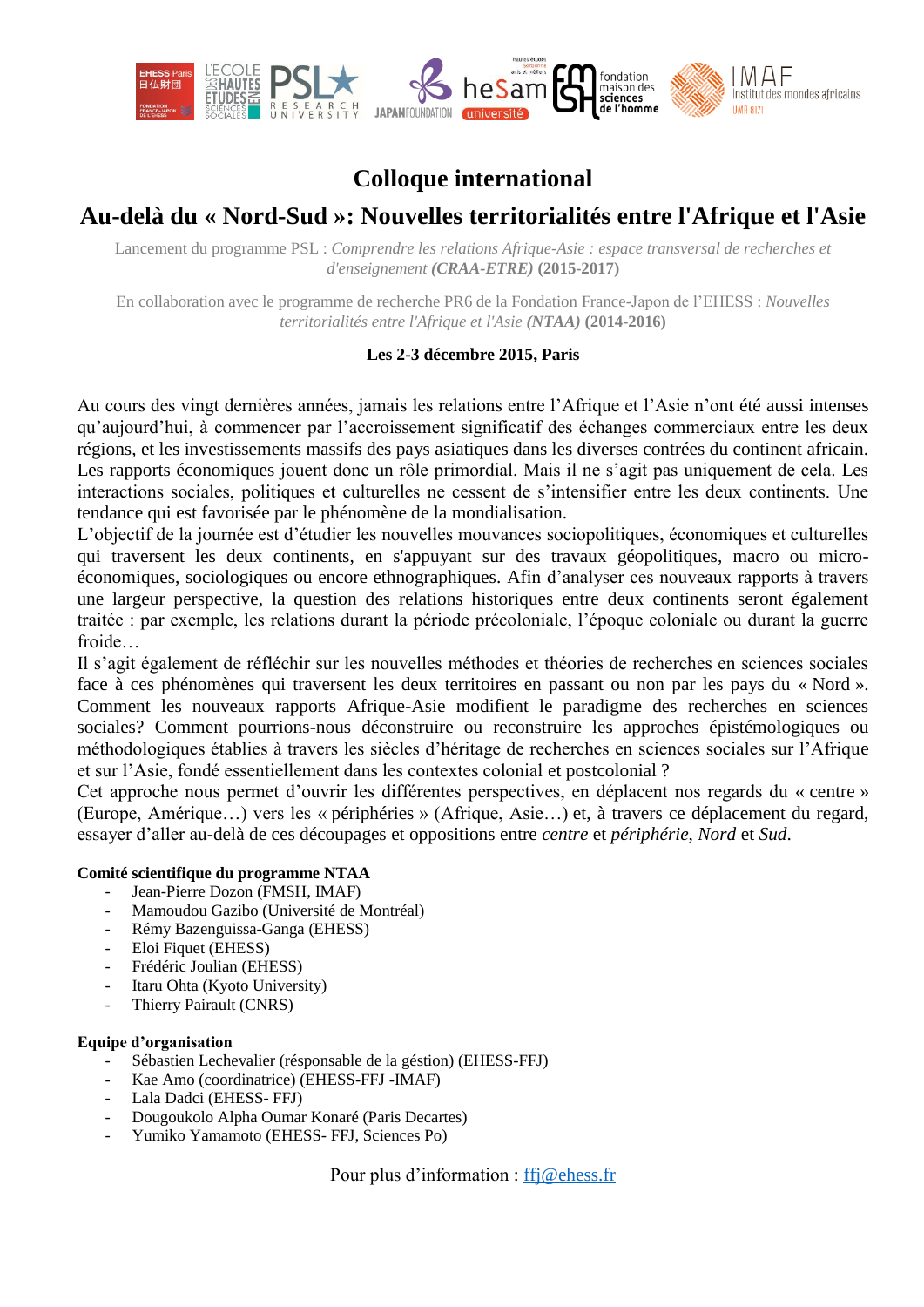# Colloque international

## Au-delà du « Nord-Sud »: Nouvelles territorialités entre l'Afrique et l'Asie

Lancement du programme PSL : *Comprendre les relations Afrique-Asie : espace transversal de recherches et d'enseignement* ***(CRAA-ETRE)*** **(2015-2017)**

En collaboration avec le programme de recherche PR6 de la Fondation France-Japon de l'EHESS : *Nouvelles territorialités entre l'Afrique et l'Asie* ***(NTAA)*** **(2014-2016)**

**Les 2-3 décembre 2015, Paris**

Au cours des vingt dernières années, jamais les relations entre l'Afrique et l'Asie n'ont été aussi intenses qu'aujourd'hui, à commencer par l'accroissement significatif des échanges commerciaux entre les deux régions, et les investissements massifs des pays asiatiques dans les diverses contrées du continent africain. Les rapports économiques jouent donc un rôle primordial. Mais il ne s'agit pas uniquement de cela. Les interactions sociales, politiques et culturelles ne cessent de s'intensifier entre les deux continents. Une tendance qui est favorisée par le phénomène de la mondialisation.

L'objectif de la journée est d'étudier les nouvelles mouvances sociopolitiques, économiques et culturelles qui traversent les deux continents, en s'appuyant sur des travaux géopolitiques, macro ou micro-économiques, sociologiques ou encore ethnographiques. Afin d'analyser ces nouveaux rapports à travers une largeur perspective, la question des relations historiques entre deux continents seront également traitée : par exemple, les relations durant la période précoloniale, l'époque coloniale ou durant la guerre froide…

Il s'agit également de réfléchir sur les nouvelles méthodes et théories de recherches en sciences sociales face à ces phénomènes qui traversent les deux territoires en passant ou non par les pays du « Nord ». Comment les nouveaux rapports Afrique-Asie modifient le paradigme des recherches en sciences sociales? Comment pourrions-nous déconstruire ou reconstruire les approches épistémologiques ou méthodologiques établies à travers les siècles d'héritage de recherches en sciences sociales sur l'Afrique et sur l'Asie, fondé essentiellement dans les contextes colonial et postcolonial ?

Cet approche nous permet d'ouvrir les différentes perspectives, en déplacent nos regards du « centre » (Europe, Amérique…) vers les « périphéries » (Afrique, Asie…) et, à travers ce déplacement du regard, essayer d'aller au-delà de ces découpages et oppositions entre *centre* et *périphérie*, *Nord* et *Sud*.

**Comité scientifique du programme NTAA**

- Jean-Pierre Dozon (FMSH, IMAF)
- Mamoudou Gazibo (Université de Montréal)
- Rémy Bazenguissa-Ganga (EHESS)
- Eloi Fiquet (EHESS)
- Frédéric Joulian (EHESS)
- Itaru Ohta (Kyoto University)
- Thierry Pairault (CNRS)

**Equipe d'organisation**

- Sébastien Lechevalier (résponsable de la géstion) (EHESS-FFJ)
- Kae Amo (coordinatrice) (EHESS-FFJ -IMAF)
- Lala Dadci (EHESS- FFJ)
- Dougoukolo Alpha Oumar Konaré (Paris Decartes)
- Yumiko Yamamoto (EHESS- FFJ, Sciences Po)

Pour plus d'information : ffj@ehess.fr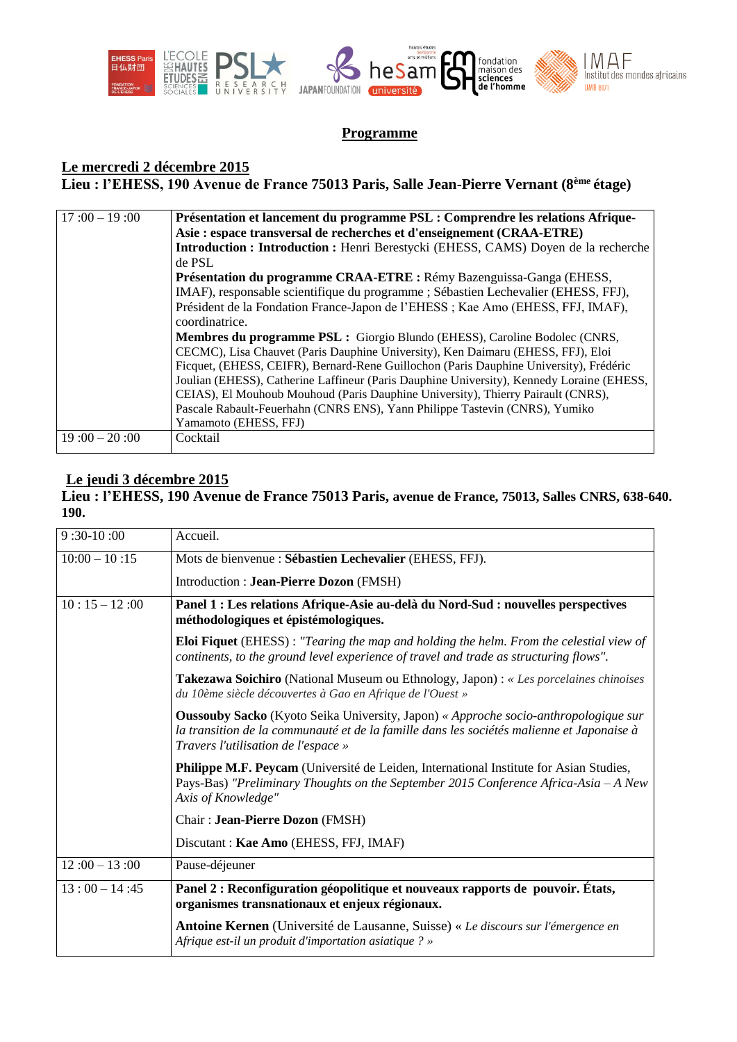## Programme

**Le mercredi 2 décembre 2015**
**Lieu : l'EHESS, 190 Avenue de France 75013 Paris, Salle Jean-Pierre Vernant (8ème étage)**

| | |
|---|---|
| 17 :00 – 19 :00 | **Présentation et lancement du programme PSL : Comprendre les relations Afrique-Asie : espace transversal de recherches et d'enseignement (CRAA-ETRE)** **Introduction : Introduction :** Henri Berestycki (EHESS, CAMS) Doyen de la recherche de PSL **Présentation du programme CRAA-ETRE :** Rémy Bazenguissa-Ganga (EHESS, IMAF), responsable scientifique du programme ; Sébastien Lechevalier (EHESS, FFJ), Président de la Fondation France-Japon de l'EHESS ; Kae Amo (EHESS, FFJ, IMAF), coordinatrice. **Membres du programme PSL :** Giorgio Blundo (EHESS), Caroline Bodolec (CNRS, CECMC), Lisa Chauvet (Paris Dauphine University), Ken Daimaru (EHESS, FFJ), Eloi Ficquet, (EHESS, CEIFR), Bernard-Rene Guillochon (Paris Dauphine University), Frédéric Joulian (EHESS), Catherine Laffineur (Paris Dauphine University), Kennedy Loraine (EHESS, CEIAS), El Mouhoub Mouhoud (Paris Dauphine University), Thierry Pairault (CNRS), Pascale Rabault-Feuerhahn (CNRS ENS), Yann Philippe Tastevin (CNRS), Yumiko Yamamoto (EHESS, FFJ) |
| 19 :00 – 20 :00 | Cocktail |

**Le jeudi 3 décembre 2015**
**Lieu : l'EHESS, 190 Avenue de France 75013 Paris, avenue de France, 75013, Salles CNRS, 638-640. 190.**

| | |
|---|---|
| 9 :30-10 :00 | Accueil. |
| 10:00 – 10 :15 | Mots de bienvenue : **Sébastien Lechevalier** (EHESS, FFJ). Introduction : **Jean-Pierre Dozon** (FMSH) |
| 10 : 15 – 12 :00 | **Panel 1 : Les relations Afrique-Asie au-delà du Nord-Sud : nouvelles perspectives méthodologiques et épistémologiques.** **Eloi Fiquet** (EHESS) : *"Tearing the map and holding the helm. From the celestial view of continents, to the ground level experience of travel and trade as structuring flows".* **Takezawa Soichiro** (National Museum ou Ethnology, Japon) : *« Les porcelaines chinoises du 10ème siècle découvertes à Gao en Afrique de l'Ouest »* **Oussouby Sacko** (Kyoto Seika University, Japon) *« Approche socio-anthropologique sur la transition de la communauté et de la famille dans les sociétés malienne et Japonaise à Travers l'utilisation de l'espace »* **Philippe M.F. Peycam** (Université de Leiden, International Institute for Asian Studies, Pays-Bas) *"Preliminary Thoughts on the September 2015 Conference Africa-Asia – A New Axis of Knowledge"* Chair : **Jean-Pierre Dozon** (FMSH) Discutant : **Kae Amo** (EHESS, FFJ, IMAF) |
| 12 :00 – 13 :00 | Pause-déjeuner |
| 13 : 00 – 14 :45 | **Panel 2 : Reconfiguration géopolitique et nouveaux rapports de pouvoir. États, organismes transnationaux et enjeux régionaux.** **Antoine Kernen** (Université de Lausanne, Suisse) « *Le discours sur l'émergence en Afrique est-il un produit d'importation asiatique ?* » |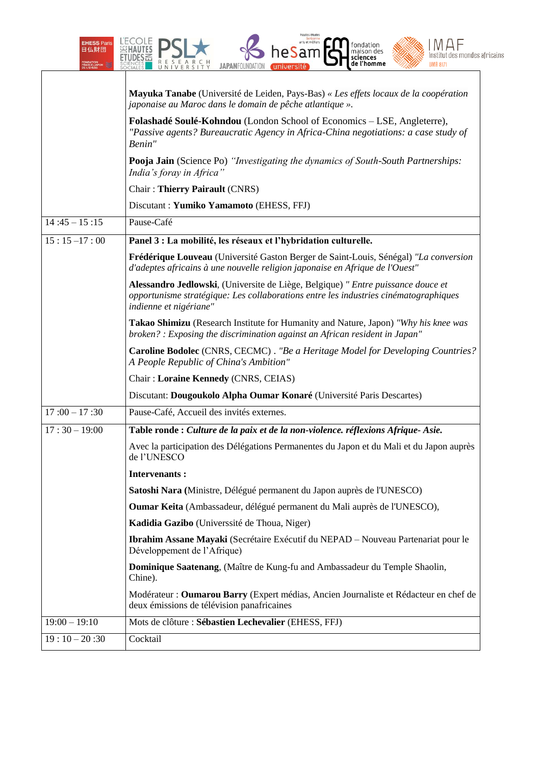| | |
|---|---|
| | **Mayuka Tanabe** (Université de Leiden, Pays-Bas) *« Les effets locaux de la coopération japonaise au Maroc dans le domain de pêche atlantique ».*<br><br>**Folashadé Soulé-Kohndou** (London School of Economics – LSE, Angleterre), *"Passive agents? Bureaucratic Agency in Africa-China negotiations: a case study of Benin"*<br><br>**Pooja Jain** (Science Po) *"Investigating the dynamics of South-South Partnerships: India's foray in Africa"*<br><br>Chair : **Thierry Pairault** (CNRS)<br><br>Discutant : **Yumiko Yamamoto** (EHESS, FFJ) |
| 14 :45 – 15 :15 | Pause-Café |
| 15 : 15 –17 : 00 | **Panel 3 : La mobilité, les réseaux et l'hybridation culturelle.**<br><br>**Frédérique Louveau** (Université Gaston Berger de Saint-Louis, Sénégal) *"La conversion d'adeptes africains à une nouvelle religion japonaise en Afrique de l'Ouest"*<br><br>**Alessandro Jedlowski**, (Universite de Liège, Belgique) *" Entre puissance douce et opportunisme stratégique: Les collaborations entre les industries cinématographiques indienne et nigériane"*<br><br>**Takao Shimizu** (Research Institute for Humanity and Nature, Japon) *"Why his knee was broken? : Exposing the discrimination against an African resident in Japan"*<br><br>**Caroline Bodolec** (CNRS, CECMC) . *"Be a Heritage Model for Developing Countries? A People Republic of China's Ambition"*<br><br>Chair : **Loraine Kennedy** (CNRS, CEIAS)<br><br>Discutant: **Dougoukolo Alpha Oumar Konaré** (Université Paris Descartes) |
| 17 :00 – 17 :30 | Pause-Café, Accueil des invités externes. |
| 17 : 30 – 19:00 | **Table ronde : *Culture de la paix et de la non-violence. réflexions Afrique- Asie.***<br><br>Avec la participation des Délégations Permanentes du Japon et du Mali et du Japon auprès de l'UNESCO<br><br>**Intervenants :**<br><br>**Satoshi Nara (**Ministre, Délégué permanent du Japon auprès de l'UNESCO)<br><br>**Oumar Keita** (Ambassadeur, délégué permanent du Mali auprès de l'UNESCO),<br><br>**Kadidia Gazibo** (Universsité de Thoua, Niger)<br><br>**Ibrahim Assane Mayaki** (Secrétaire Exécutif du NEPAD – Nouveau Partenariat pour le Développement de l'Afrique)<br><br>**Dominique Saatenang**, (Maître de Kung-fu and Ambassadeur du Temple Shaolin, Chine).<br><br>Modérateur : **Oumarou Barry** (Expert médias, Ancien Journaliste et Rédacteur en chef de deux émissions de télévision panafricaines |
| 19:00 – 19:10 | Mots de clôture : **Sébastien Lechevalier** (EHESS, FFJ) |
| 19 : 10 – 20 :30 | Cocktail |